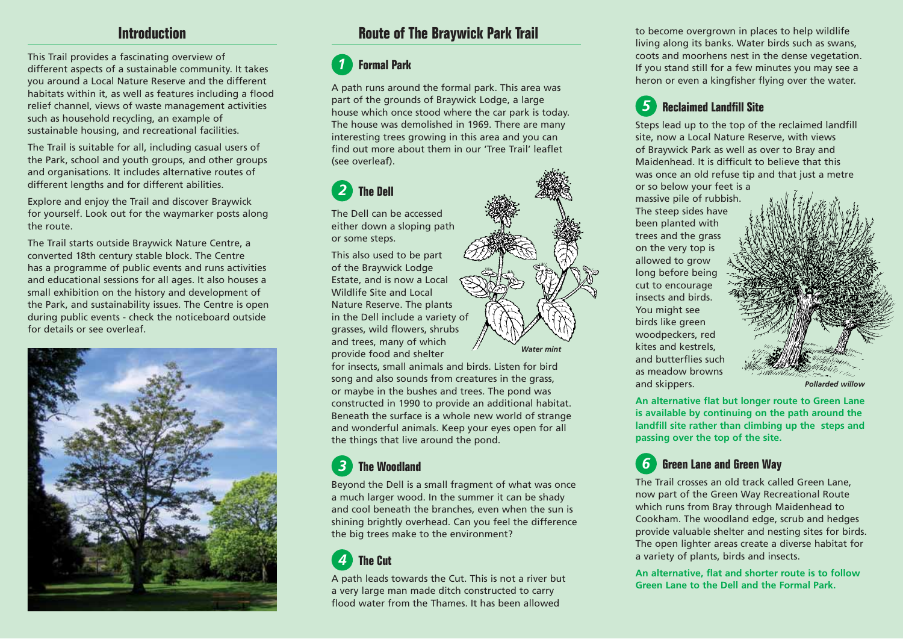## Introduction

This Trail provides a fascinating overview of different aspects of a sustainable community. It takes you around a Local Nature Reserve and the different habitats within it, as well as features including a flood relief channel, views of waste management activities such as household recycling, an example of sustainable housing, and recreational facilities.

The Trail is suitable for all, including casual users of the Park, school and youth groups, and other groups and organisations. It includes alternative routes of different lengths and for different abilities.

Explore and enjoy the Trail and discover Braywick for yourself. Look out for the waymarker posts along the route.

The Trail starts outside Braywick Nature Centre, a converted 18th century stable block. The Centre has a programme of public events and runs activities and educational sessions for all ages. It also houses a small exhibition on the history and development of the Park, and sustainability issues. The Centre is open during public events - check the noticeboard outside for details or see overleaf.

## Route of The Braywick Park Trail

### 1 Formal Park

A path runs around the formal park. This area was part of the grounds of Braywick Lodge, a large house which once stood where the car park is today. The house was demolished in 1969. There are many interesting trees growing in this area and you can find out more about them in our 'Tree Trail' leaflet (see overleaf).

### 2 The Dell

The Dell can be accessed either down a sloping path or some steps.

This also used to be part of the Braywick Lodge Estate, and is now a Local Wildlife Site and Local Nature Reserve. The plants in the Dell include a variety of grasses, wild flowers, shrubs and trees, many of which provide food and shelter for insects, small animals and birds. Listen for bird song and also sounds from creatures in the grass, or maybe in the bushes and trees. The pond was constructed in 1990 to provide an additional habitat. Beneath the surface is a whole new world of strange and wonderful animals. Keep your eyes open for all the things that live around the pond.

*Water mint*

### 3 The Woodland

Beyond the Dell is a small fragment of what was once a much larger wood. In the summer it can be shady and cool beneath the branches, even when the sun is shining brightly overhead. Can you feel the difference the big trees make to the environment?

### 4 The Cut

A path leads towards the Cut. This is not a river but a very large man made ditch constructed to carry flood water from the Thames. It has been allowed to become overgrown in places to help wildlife living along its banks. Water birds such as swans, coots and moorhens nest in the dense vegetation. If you stand still for a few minutes you may see a heron or even a kingfisher flying over the water.

### 5 Reclaimed Landfill Site

Steps lead up to the top of the reclaimed landfill site, now a Local Nature Reserve, with views of Braywick Park as well as over to Bray and Maidenhead. It is difficult to believe that this was once an old refuse tip and that just a metre or so below your feet is a massive pile of rubbish. The steep sides have been planted with trees and the grass on the very top is allowed to grow long before being cut to encourage insects and birds. You might see birds like green woodpeckers, red kites and kestrels, and butterflies such as meadow browns and skippers.

*Pollarded willow*

**An alternative flat but longer route to Green Lane is available by continuing on the path around the landfill site rather than climbing up the steps and passing over the top of the site.**

### 6 Green Lane and Green Way

The Trail crosses an old track called Green Lane, now part of the Green Way Recreational Route which runs from Bray through Maidenhead to Cookham. The woodland edge, scrub and hedges provide valuable shelter and nesting sites for birds. The open lighter areas create a diverse habitat for a variety of plants, birds and insects.

**An alternative, flat and shorter route is to follow Green Lane to the Dell and the Formal Park.**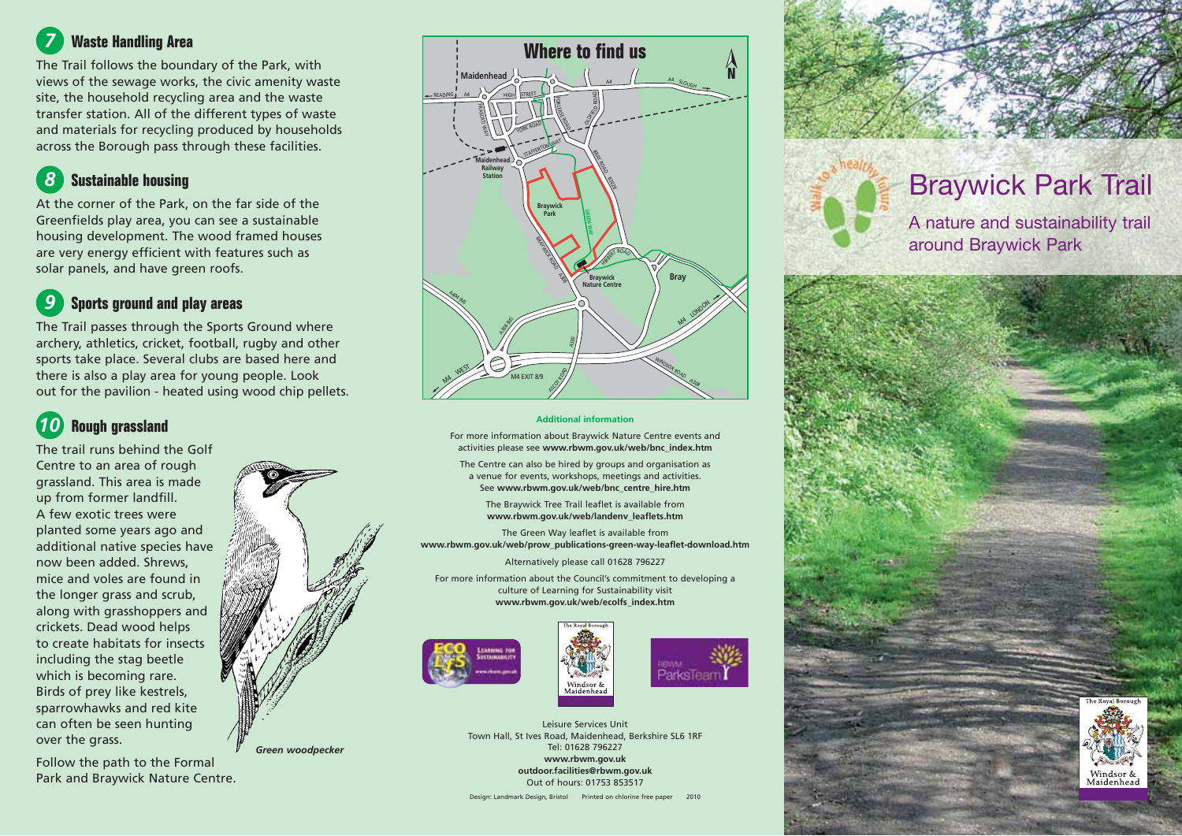## 7 Waste Handling Area

The Trail follows the boundary of the Park, with views of the sewage works, the civic amenity waste site, the household recycling area and the waste transfer station. All of the different types of waste and materials for recycling produced by households across the Borough pass through these facilities.

## 8 Sustainable housing

At the corner of the Park, on the far side of the Greenfields play area, you can see a sustainable housing development. The wood framed houses are very energy efficient with features such as solar panels, and have green roofs.

## 9 Sports ground and play areas

The Trail passes through the Sports Ground where archery, athletics, cricket, football, rugby and other sports take place. Several clubs are based here and there is also a play area for young people. Look out for the pavilion - heated using wood chip pellets.

## 10 Rough grassland

The trail runs behind the Golf Centre to an area of rough grassland. This area is made up from former landfill. A few exotic trees were planted some years ago and additional native species have now been added. Shrews, mice and voles are found in the longer grass and scrub, along with grasshoppers and crickets. Dead wood helps to create habitats for insects including the stag beetle which is becoming rare. Birds of prey like kestrels, sparrowhawks and red kite can often be seen hunting over the grass.

Follow the path to the Formal Park and Braywick Nature Centre.

*Green woodpecker*

## Where to find us

Maidenhead
Maidenhead Railway Station
Braywick Park
Braywick Nature Centre
Bray
M4 EXIT 8/9
N

**Additional information**

For more information about Braywick Nature Centre events and activities please see **www.rbwm.gov.uk/web/bnc_index.htm**

The Centre can also be hired by groups and organisation as a venue for events, workshops, meetings and activities. See **www.rbwm.gov.uk/web/bnc_centre_hire.htm**

The Braywick Tree Trail leaflet is available from **www.rbwm.gov.uk/web/landenv_leaflets.htm**

The Green Way leaflet is available from **www.rbwm.gov.uk/web/prow_publications-green-way-leaflet-download.htm**

Alternatively please call 01628 796227

For more information about the Council's commitment to developing a culture of Learning for Sustainability visit **www.rbwm.gov.uk/web/ecolfs_index.htm**

Leisure Services Unit
Town Hall, St Ives Road, Maidenhead, Berkshire SL6 1RF
Tel: 01628 796227
**www.rbwm.gov.uk**
**outdoor.facilities@rbwm.gov.uk**
Out of hours: 01753 853517

Design: Landmark Design, Bristol Printed on chlorine free paper 2010

# Braywick Park Trail

Walk to a healthy future

A nature and sustainability trail around Braywick Park

The Royal Borough Windsor & Maidenhead